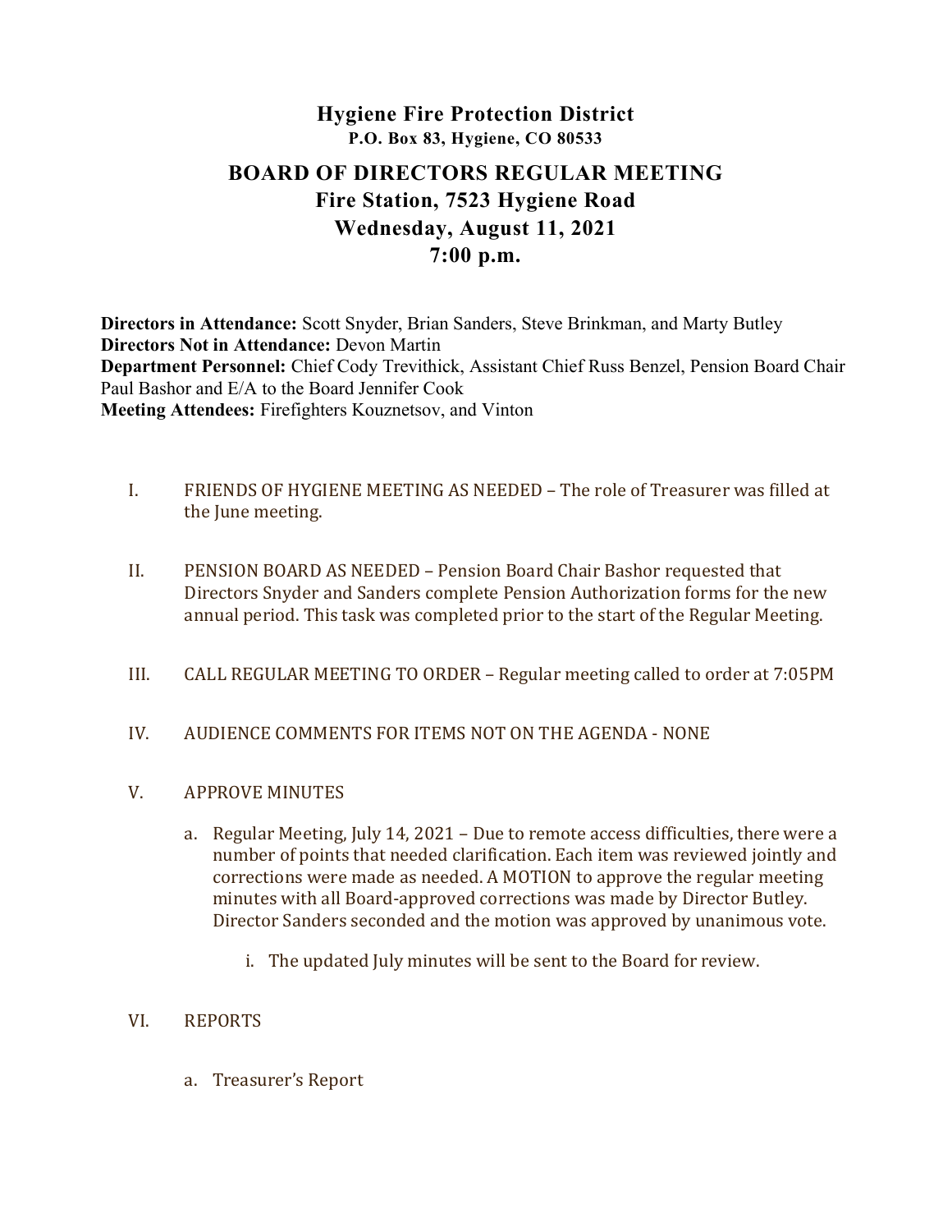# Hygiene Fire Protection District

**P.O. Box 83, Hygiene, CO 80533**

## BOARD OF DIRECTORS REGULAR MEETING

**Fire Station, 7523 Hygiene Road**

**Wednesday, August 11, 2021**

**7:00 p.m.**

**Directors in Attendance:** Scott Snyder, Brian Sanders, Steve Brinkman, and Marty Butley
**Directors Not in Attendance:** Devon Martin
**Department Personnel:** Chief Cody Trevithick, Assistant Chief Russ Benzel, Pension Board Chair Paul Bashor and E/A to the Board Jennifer Cook
**Meeting Attendees:** Firefighters Kouznetsov, and Vinton

I. FRIENDS OF HYGIENE MEETING AS NEEDED – The role of Treasurer was filled at the June meeting.

II. PENSION BOARD AS NEEDED – Pension Board Chair Bashor requested that Directors Snyder and Sanders complete Pension Authorization forms for the new annual period. This task was completed prior to the start of the Regular Meeting.

III. CALL REGULAR MEETING TO ORDER – Regular meeting called to order at 7:05PM

IV. AUDIENCE COMMENTS FOR ITEMS NOT ON THE AGENDA - NONE

V. APPROVE MINUTES

a. Regular Meeting, July 14, 2021 – Due to remote access difficulties, there were a number of points that needed clarification. Each item was reviewed jointly and corrections were made as needed. A MOTION to approve the regular meeting minutes with all Board-approved corrections was made by Director Butley. Director Sanders seconded and the motion was approved by unanimous vote.

   i. The updated July minutes will be sent to the Board for review.

VI. REPORTS

a. Treasurer's Report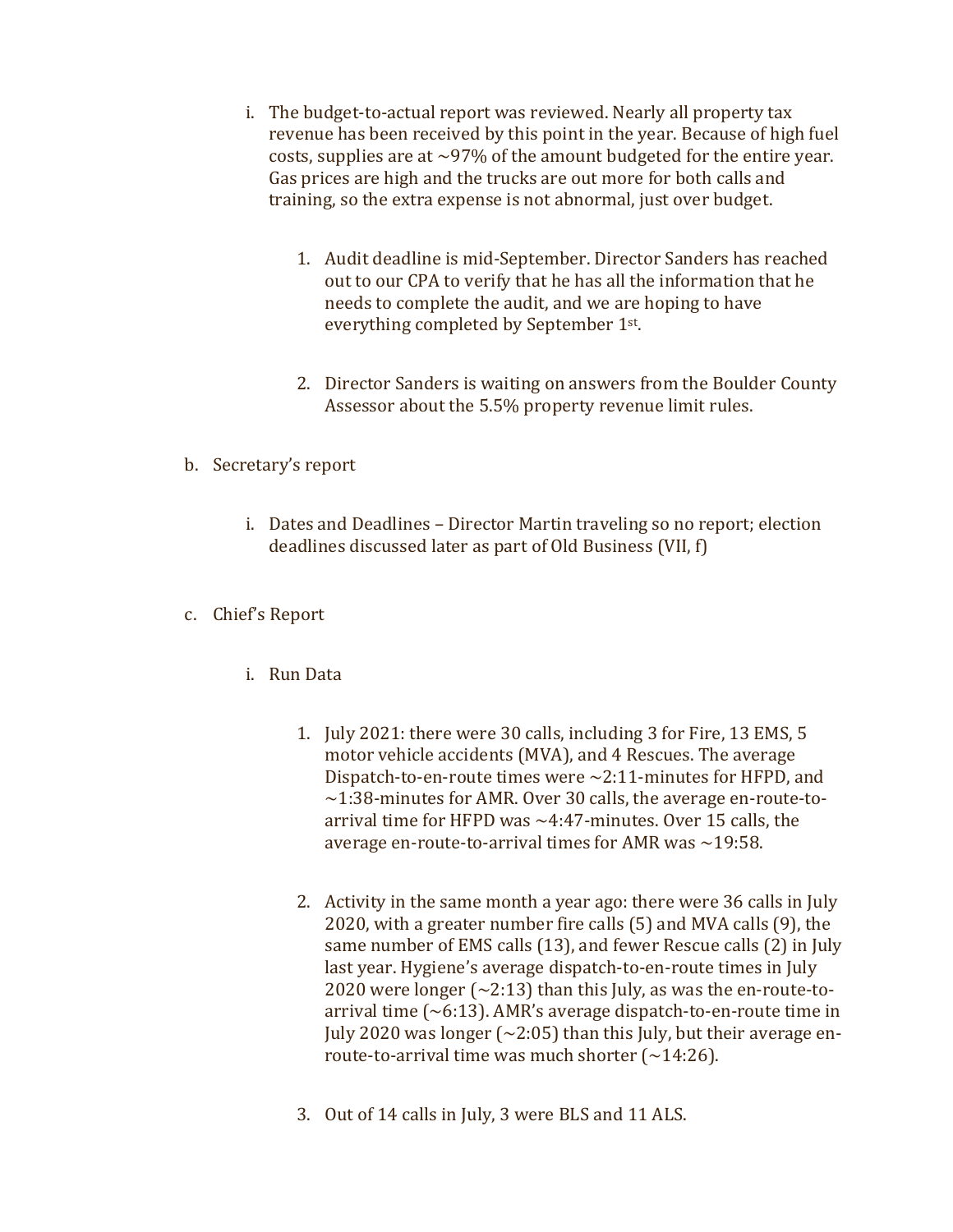i. The budget-to-actual report was reviewed. Nearly all property tax revenue has been received by this point in the year. Because of high fuel costs, supplies are at ~97% of the amount budgeted for the entire year. Gas prices are high and the trucks are out more for both calls and training, so the extra expense is not abnormal, just over budget.

   1. Audit deadline is mid-September. Director Sanders has reached out to our CPA to verify that he has all the information that he needs to complete the audit, and we are hoping to have everything completed by September 1st.

   2. Director Sanders is waiting on answers from the Boulder County Assessor about the 5.5% property revenue limit rules.

b. Secretary's report

   i. Dates and Deadlines – Director Martin traveling so no report; election deadlines discussed later as part of Old Business (VII, f)

c. Chief's Report

   i. Run Data

      1. July 2021: there were 30 calls, including 3 for Fire, 13 EMS, 5 motor vehicle accidents (MVA), and 4 Rescues. The average Dispatch-to-en-route times were ~2:11-minutes for HFPD, and ~1:38-minutes for AMR. Over 30 calls, the average en-route-to-arrival time for HFPD was ~4:47-minutes. Over 15 calls, the average en-route-to-arrival times for AMR was ~19:58.

      2. Activity in the same month a year ago: there were 36 calls in July 2020, with a greater number fire calls (5) and MVA calls (9), the same number of EMS calls (13), and fewer Rescue calls (2) in July last year. Hygiene's average dispatch-to-en-route times in July 2020 were longer (~2:13) than this July, as was the en-route-to-arrival time (~6:13). AMR's average dispatch-to-en-route time in July 2020 was longer (~2:05) than this July, but their average en-route-to-arrival time was much shorter (~14:26).

      3. Out of 14 calls in July, 3 were BLS and 11 ALS.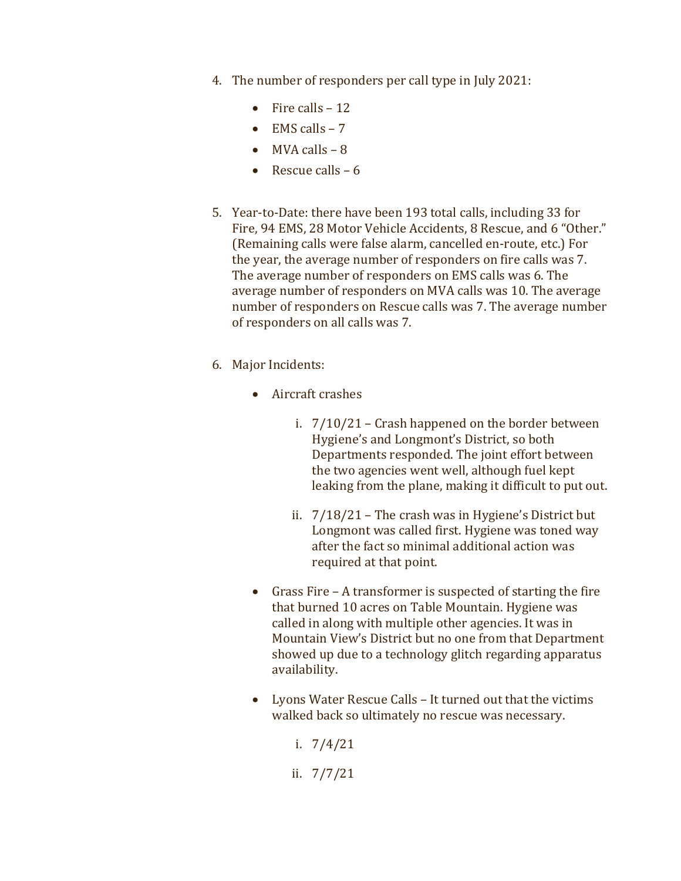4. The number of responders per call type in July 2021:

   - Fire calls – 12
   - EMS calls – 7
   - MVA calls – 8
   - Rescue calls – 6

5. Year-to-Date: there have been 193 total calls, including 33 for Fire, 94 EMS, 28 Motor Vehicle Accidents, 8 Rescue, and 6 "Other." (Remaining calls were false alarm, cancelled en-route, etc.) For the year, the average number of responders on fire calls was 7. The average number of responders on EMS calls was 6. The average number of responders on MVA calls was 10. The average number of responders on Rescue calls was 7. The average number of responders on all calls was 7.

6. Major Incidents:

   - Aircraft crashes

     i. 7/10/21 – Crash happened on the border between Hygiene's and Longmont's District, so both Departments responded. The joint effort between the two agencies went well, although fuel kept leaking from the plane, making it difficult to put out.

     ii. 7/18/21 – The crash was in Hygiene's District but Longmont was called first. Hygiene was toned way after the fact so minimal additional action was required at that point.

   - Grass Fire – A transformer is suspected of starting the fire that burned 10 acres on Table Mountain. Hygiene was called in along with multiple other agencies. It was in Mountain View's District but no one from that Department showed up due to a technology glitch regarding apparatus availability.

   - Lyons Water Rescue Calls – It turned out that the victims walked back so ultimately no rescue was necessary.

     i. 7/4/21

     ii. 7/7/21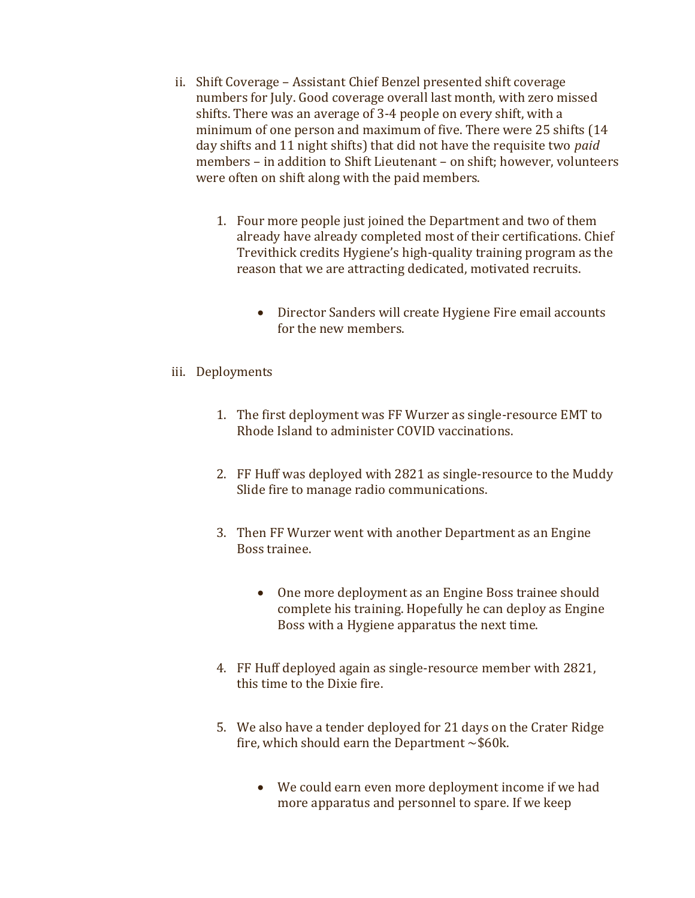ii. Shift Coverage – Assistant Chief Benzel presented shift coverage numbers for July. Good coverage overall last month, with zero missed shifts. There was an average of 3-4 people on every shift, with a minimum of one person and maximum of five. There were 25 shifts (14 day shifts and 11 night shifts) that did not have the requisite two *paid* members – in addition to Shift Lieutenant – on shift; however, volunteers were often on shift along with the paid members.

   1. Four more people just joined the Department and two of them already have already completed most of their certifications. Chief Trevithick credits Hygiene's high-quality training program as the reason that we are attracting dedicated, motivated recruits.

      - Director Sanders will create Hygiene Fire email accounts for the new members.

iii. Deployments

   1. The first deployment was FF Wurzer as single-resource EMT to Rhode Island to administer COVID vaccinations.

   2. FF Huff was deployed with 2821 as single-resource to the Muddy Slide fire to manage radio communications.

   3. Then FF Wurzer went with another Department as an Engine Boss trainee.

      - One more deployment as an Engine Boss trainee should complete his training. Hopefully he can deploy as Engine Boss with a Hygiene apparatus the next time.

   4. FF Huff deployed again as single-resource member with 2821, this time to the Dixie fire.

   5. We also have a tender deployed for 21 days on the Crater Ridge fire, which should earn the Department ~$60k.

      - We could earn even more deployment income if we had more apparatus and personnel to spare. If we keep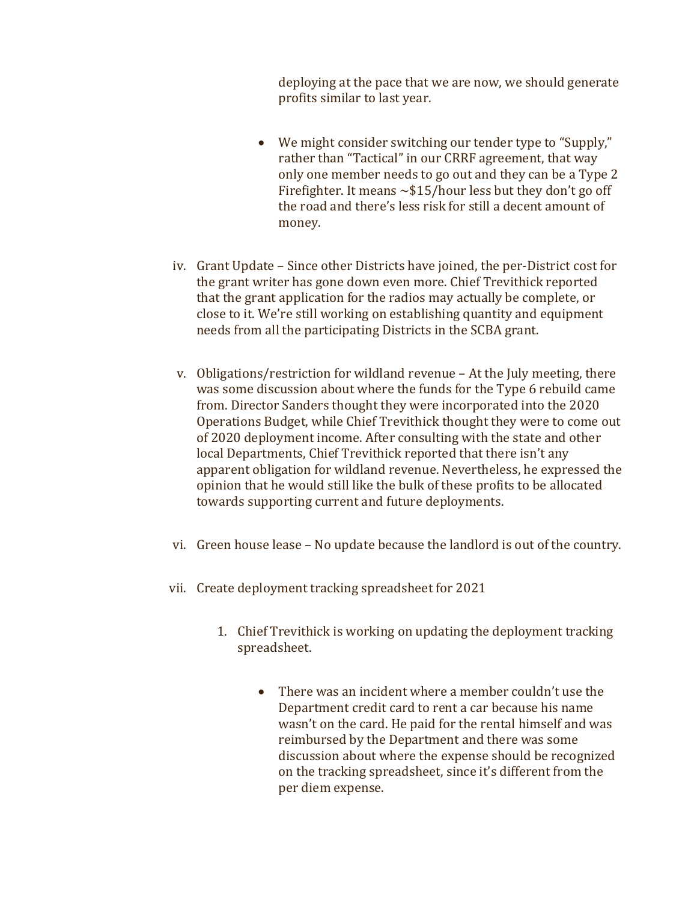deploying at the pace that we are now, we should generate profits similar to last year.

- We might consider switching our tender type to "Supply," rather than "Tactical" in our CRRF agreement, that way only one member needs to go out and they can be a Type 2 Firefighter. It means ~$15/hour less but they don't go off the road and there's less risk for still a decent amount of money.

iv. Grant Update – Since other Districts have joined, the per-District cost for the grant writer has gone down even more. Chief Trevithick reported that the grant application for the radios may actually be complete, or close to it. We're still working on establishing quantity and equipment needs from all the participating Districts in the SCBA grant.

v. Obligations/restriction for wildland revenue – At the July meeting, there was some discussion about where the funds for the Type 6 rebuild came from. Director Sanders thought they were incorporated into the 2020 Operations Budget, while Chief Trevithick thought they were to come out of 2020 deployment income. After consulting with the state and other local Departments, Chief Trevithick reported that there isn't any apparent obligation for wildland revenue. Nevertheless, he expressed the opinion that he would still like the bulk of these profits to be allocated towards supporting current and future deployments.

vi. Green house lease – No update because the landlord is out of the country.

vii. Create deployment tracking spreadsheet for 2021

1. Chief Trevithick is working on updating the deployment tracking spreadsheet.

   - There was an incident where a member couldn't use the Department credit card to rent a car because his name wasn't on the card. He paid for the rental himself and was reimbursed by the Department and there was some discussion about where the expense should be recognized on the tracking spreadsheet, since it's different from the per diem expense.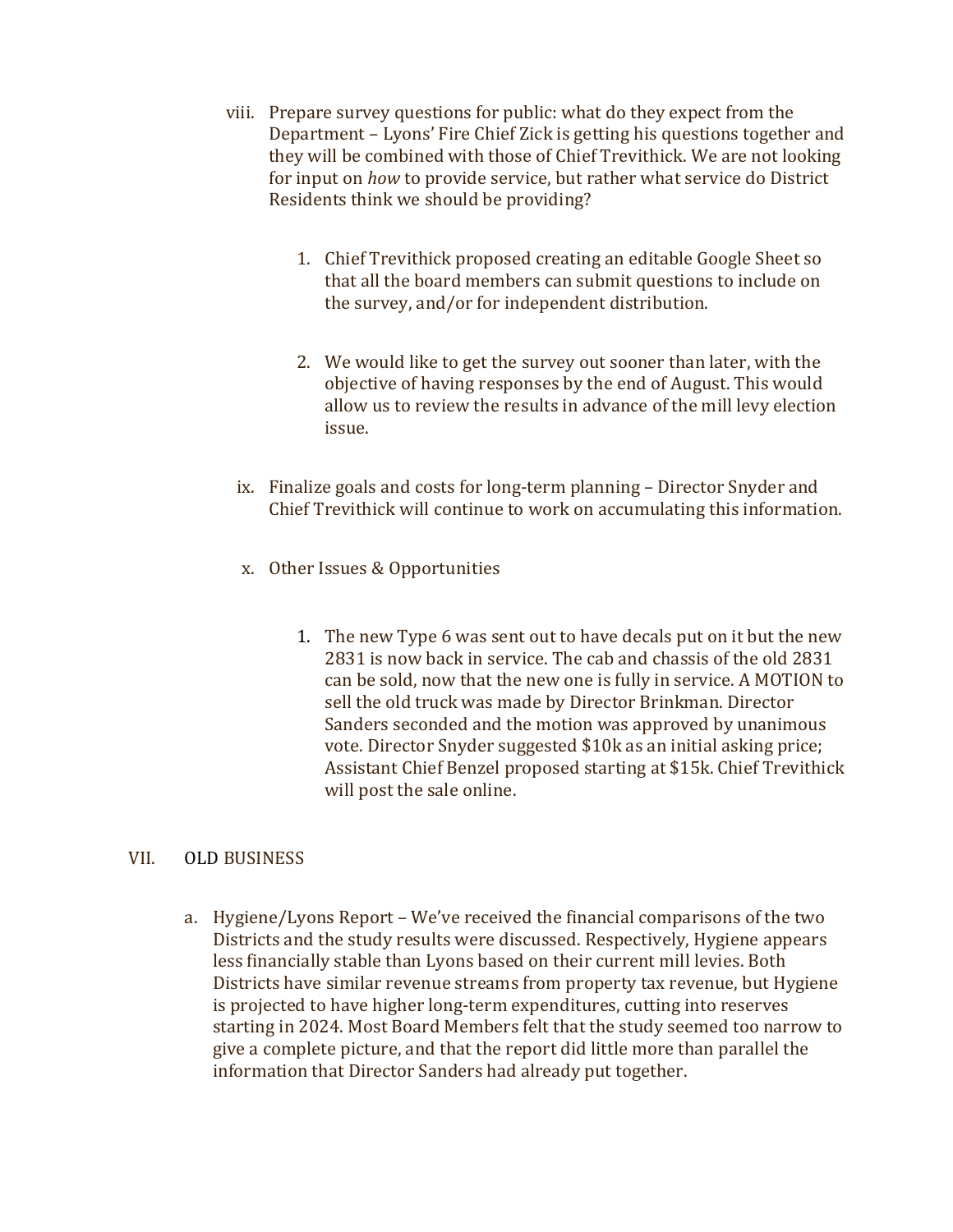viii. Prepare survey questions for public: what do they expect from the Department – Lyons' Fire Chief Zick is getting his questions together and they will be combined with those of Chief Trevithick. We are not looking for input on *how* to provide service, but rather what service do District Residents think we should be providing?

   1. Chief Trevithick proposed creating an editable Google Sheet so that all the board members can submit questions to include on the survey, and/or for independent distribution.

   2. We would like to get the survey out sooner than later, with the objective of having responses by the end of August. This would allow us to review the results in advance of the mill levy election issue.

ix. Finalize goals and costs for long-term planning – Director Snyder and Chief Trevithick will continue to work on accumulating this information.

x. Other Issues & Opportunities

   1. The new Type 6 was sent out to have decals put on it but the new 2831 is now back in service. The cab and chassis of the old 2831 can be sold, now that the new one is fully in service. A MOTION to sell the old truck was made by Director Brinkman. Director Sanders seconded and the motion was approved by unanimous vote. Director Snyder suggested $10k as an initial asking price; Assistant Chief Benzel proposed starting at $15k. Chief Trevithick will post the sale online.

## VII. OLD BUSINESS

a. Hygiene/Lyons Report – We've received the financial comparisons of the two Districts and the study results were discussed. Respectively, Hygiene appears less financially stable than Lyons based on their current mill levies. Both Districts have similar revenue streams from property tax revenue, but Hygiene is projected to have higher long-term expenditures, cutting into reserves starting in 2024. Most Board Members felt that the study seemed too narrow to give a complete picture, and that the report did little more than parallel the information that Director Sanders had already put together.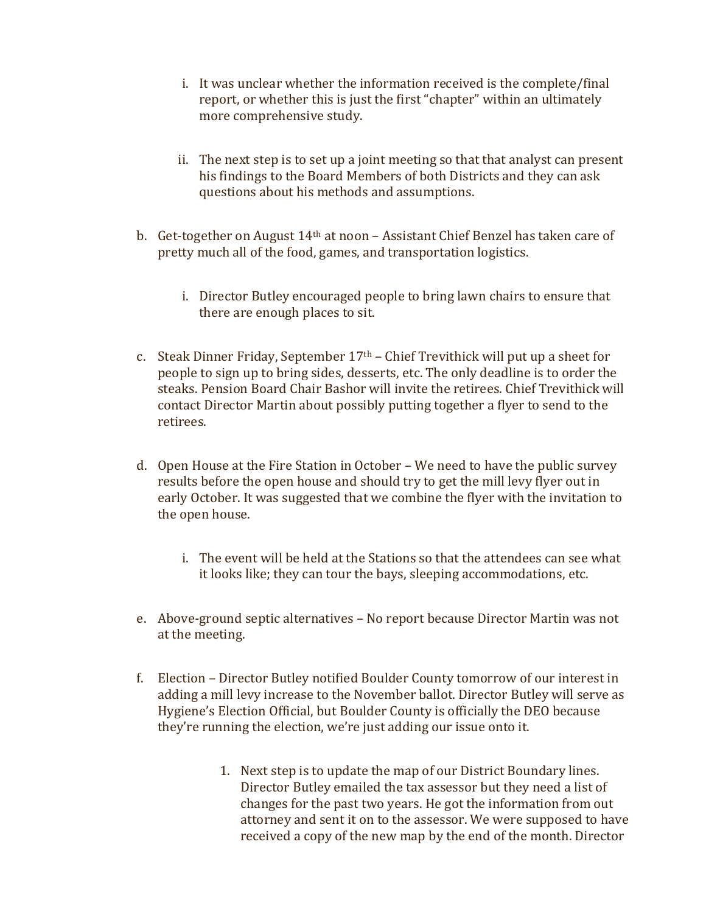i. It was unclear whether the information received is the complete/final report, or whether this is just the first "chapter" within an ultimately more comprehensive study.

   ii. The next step is to set up a joint meeting so that that analyst can present his findings to the Board Members of both Districts and they can ask questions about his methods and assumptions.

b. Get-together on August 14th at noon – Assistant Chief Benzel has taken care of pretty much all of the food, games, and transportation logistics.

   i. Director Butley encouraged people to bring lawn chairs to ensure that there are enough places to sit.

c. Steak Dinner Friday, September 17th – Chief Trevithick will put up a sheet for people to sign up to bring sides, desserts, etc. The only deadline is to order the steaks. Pension Board Chair Bashor will invite the retirees. Chief Trevithick will contact Director Martin about possibly putting together a flyer to send to the retirees.

d. Open House at the Fire Station in October – We need to have the public survey results before the open house and should try to get the mill levy flyer out in early October. It was suggested that we combine the flyer with the invitation to the open house.

   i. The event will be held at the Stations so that the attendees can see what it looks like; they can tour the bays, sleeping accommodations, etc.

e. Above-ground septic alternatives – No report because Director Martin was not at the meeting.

f. Election – Director Butley notified Boulder County tomorrow of our interest in adding a mill levy increase to the November ballot. Director Butley will serve as Hygiene's Election Official, but Boulder County is officially the DEO because they're running the election, we're just adding our issue onto it.

      1. Next step is to update the map of our District Boundary lines. Director Butley emailed the tax assessor but they need a list of changes for the past two years. He got the information from out attorney and sent it on to the assessor. We were supposed to have received a copy of the new map by the end of the month. Director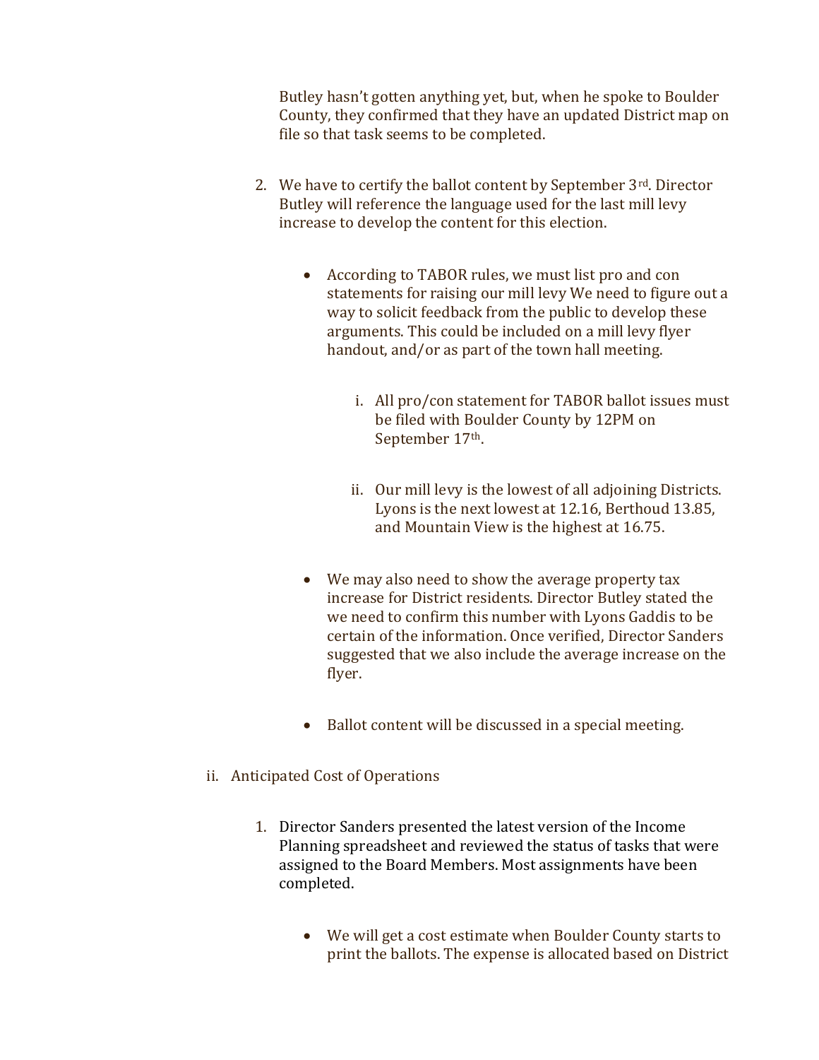Butley hasn't gotten anything yet, but, when he spoke to Boulder County, they confirmed that they have an updated District map on file so that task seems to be completed.

2. We have to certify the ballot content by September 3rd. Director Butley will reference the language used for the last mill levy increase to develop the content for this election.

    - According to TABOR rules, we must list pro and con statements for raising our mill levy We need to figure out a way to solicit feedback from the public to develop these arguments. This could be included on a mill levy flyer handout, and/or as part of the town hall meeting.

        i. All pro/con statement for TABOR ballot issues must be filed with Boulder County by 12PM on September 17th.

        ii. Our mill levy is the lowest of all adjoining Districts. Lyons is the next lowest at 12.16, Berthoud 13.85, and Mountain View is the highest at 16.75.

    - We may also need to show the average property tax increase for District residents. Director Butley stated the we need to confirm this number with Lyons Gaddis to be certain of the information. Once verified, Director Sanders suggested that we also include the average increase on the flyer.

    - Ballot content will be discussed in a special meeting.

ii. Anticipated Cost of Operations

1. Director Sanders presented the latest version of the Income Planning spreadsheet and reviewed the status of tasks that were assigned to the Board Members. Most assignments have been completed.

    - We will get a cost estimate when Boulder County starts to print the ballots. The expense is allocated based on District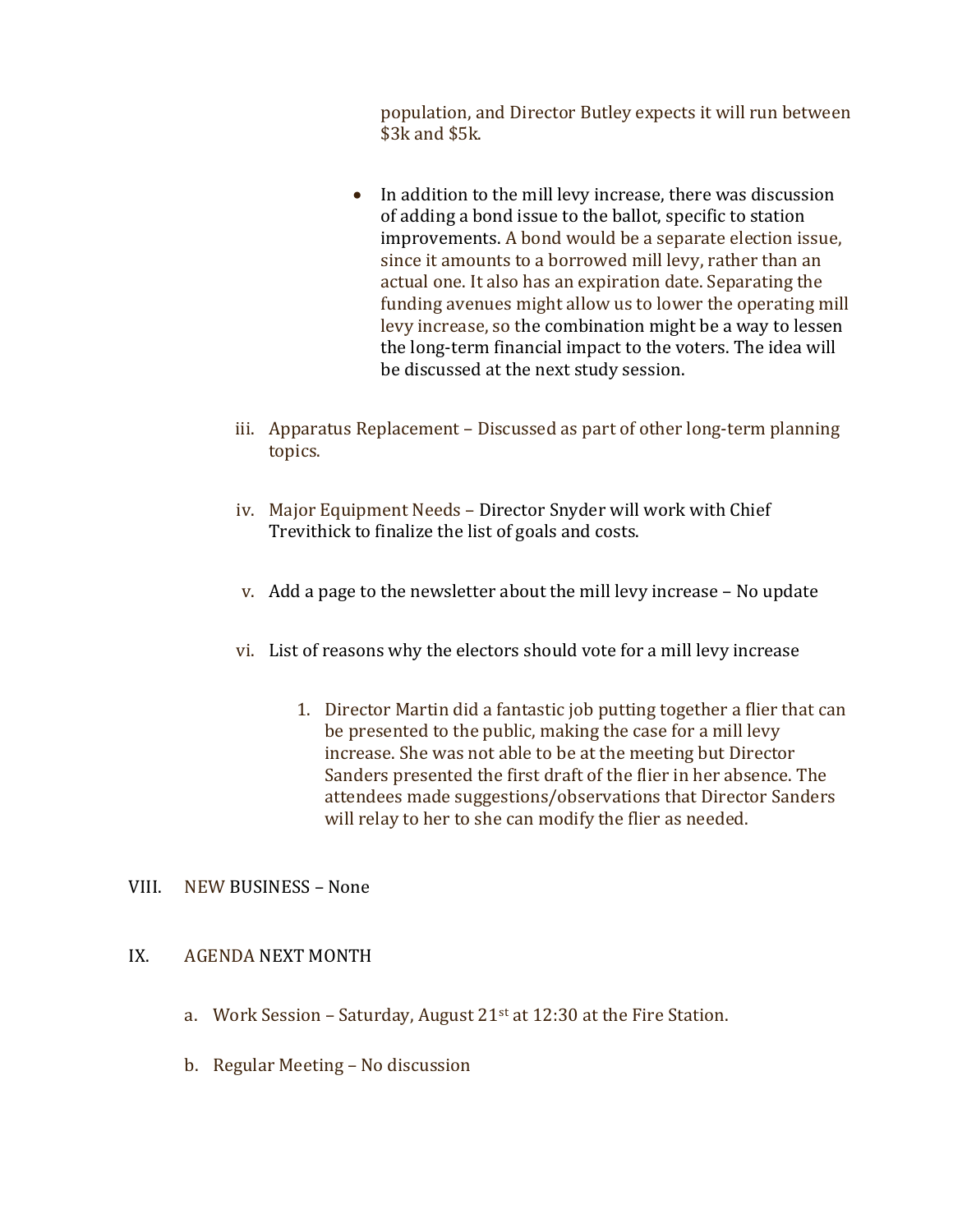population, and Director Butley expects it will run between $3k and $5k.

- In addition to the mill levy increase, there was discussion of adding a bond issue to the ballot, specific to station improvements. A bond would be a separate election issue, since it amounts to a borrowed mill levy, rather than an actual one. It also has an expiration date. Separating the funding avenues might allow us to lower the operating mill levy increase, so the combination might be a way to lessen the long-term financial impact to the voters. The idea will be discussed at the next study session.

iii. Apparatus Replacement – Discussed as part of other long-term planning topics.

iv. Major Equipment Needs – Director Snyder will work with Chief Trevithick to finalize the list of goals and costs.

v. Add a page to the newsletter about the mill levy increase – No update

vi. List of reasons why the electors should vote for a mill levy increase

1. Director Martin did a fantastic job putting together a flier that can be presented to the public, making the case for a mill levy increase. She was not able to be at the meeting but Director Sanders presented the first draft of the flier in her absence. The attendees made suggestions/observations that Director Sanders will relay to her to she can modify the flier as needed.

VIII. NEW BUSINESS – None

IX. AGENDA NEXT MONTH

a. Work Session – Saturday, August 21st at 12:30 at the Fire Station.

b. Regular Meeting – No discussion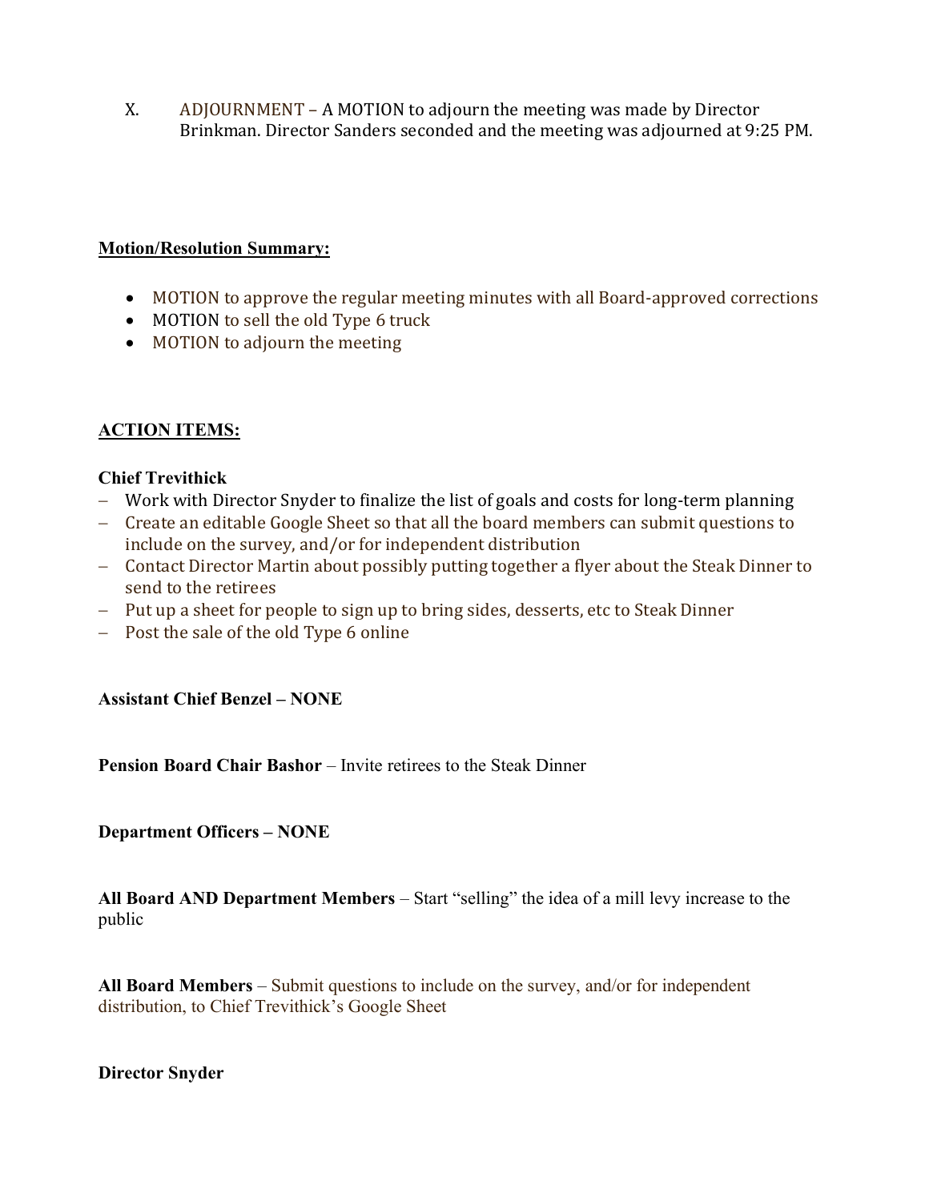X. ADJOURNMENT – A MOTION to adjourn the meeting was made by Director Brinkman. Director Sanders seconded and the meeting was adjourned at 9:25 PM.

**Motion/Resolution Summary:**

- MOTION to approve the regular meeting minutes with all Board-approved corrections
- MOTION to sell the old Type 6 truck
- MOTION to adjourn the meeting

**ACTION ITEMS:**

**Chief Trevithick**

- Work with Director Snyder to finalize the list of goals and costs for long-term planning
- Create an editable Google Sheet so that all the board members can submit questions to include on the survey, and/or for independent distribution
- Contact Director Martin about possibly putting together a flyer about the Steak Dinner to send to the retirees
- Put up a sheet for people to sign up to bring sides, desserts, etc to Steak Dinner
- Post the sale of the old Type 6 online

**Assistant Chief Benzel – NONE**

**Pension Board Chair Bashor** – Invite retirees to the Steak Dinner

**Department Officers – NONE**

**All Board AND Department Members** – Start "selling" the idea of a mill levy increase to the public

**All Board Members** – Submit questions to include on the survey, and/or for independent distribution, to Chief Trevithick's Google Sheet

**Director Snyder**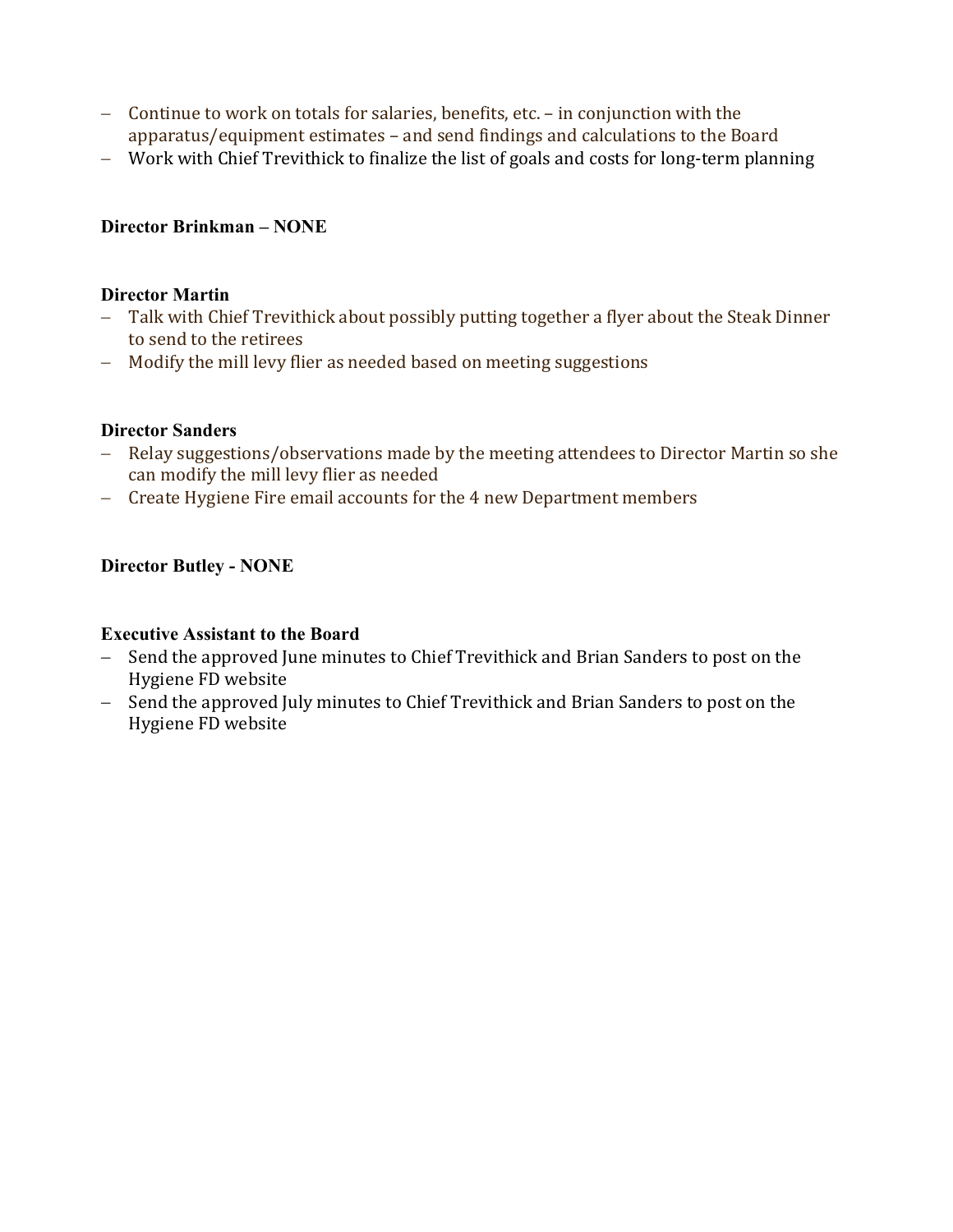- Continue to work on totals for salaries, benefits, etc. – in conjunction with the apparatus/equipment estimates – and send findings and calculations to the Board
- Work with Chief Trevithick to finalize the list of goals and costs for long-term planning

**Director Brinkman – NONE**

**Director Martin**

- Talk with Chief Trevithick about possibly putting together a flyer about the Steak Dinner to send to the retirees
- Modify the mill levy flier as needed based on meeting suggestions

**Director Sanders**

- Relay suggestions/observations made by the meeting attendees to Director Martin so she can modify the mill levy flier as needed
- Create Hygiene Fire email accounts for the 4 new Department members

**Director Butley - NONE**

**Executive Assistant to the Board**

- Send the approved June minutes to Chief Trevithick and Brian Sanders to post on the Hygiene FD website
- Send the approved July minutes to Chief Trevithick and Brian Sanders to post on the Hygiene FD website